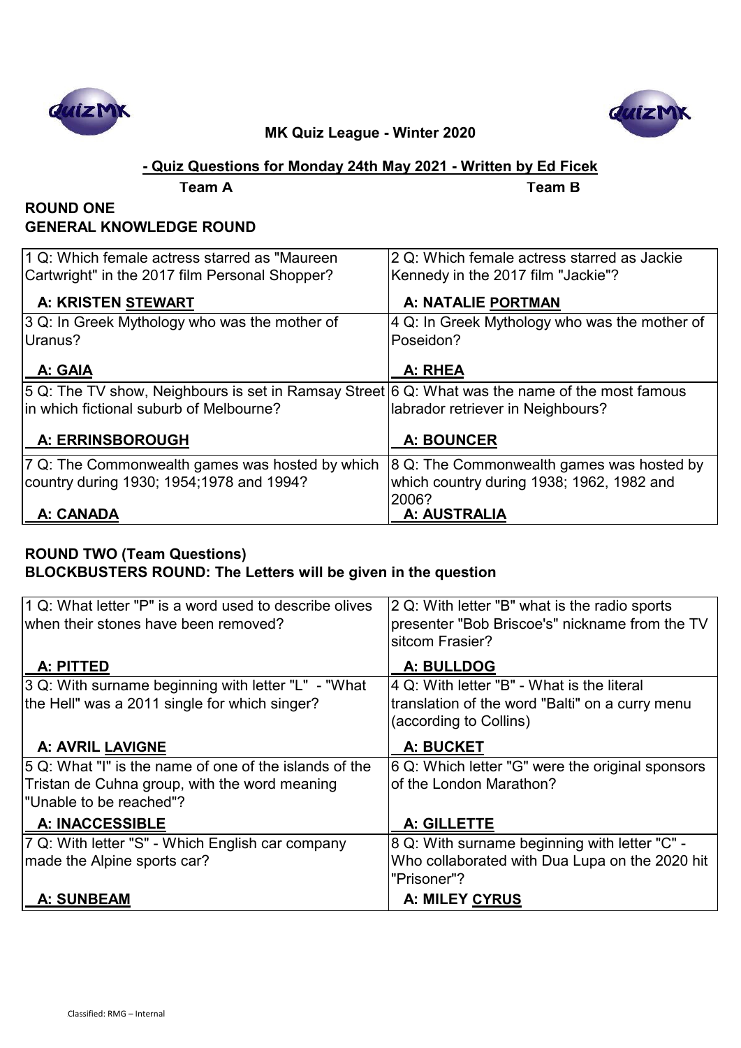**MK Quiz League - Winter 2020**

**- Quiz Questions for Monday 24th May 2021 - Written by Ed Ficek**

**ROUND ONE**
**GENERAL KNOWLEDGE ROUND**

| Team A | Team B |
|---|---|
| 1 Q: Which female actress starred as "Maureen Cartwright" in the 2017 film Personal Shopper?<br>**A: KRISTEN STEWART** | 2 Q: Which female actress starred as Jackie Kennedy in the 2017 film "Jackie"?<br>**A: NATALIE PORTMAN** |
| 3 Q: In Greek Mythology who was the mother of Uranus?<br>**A: GAIA** | 4 Q: In Greek Mythology who was the mother of Poseidon?<br>**A: RHEA** |
| 5 Q: The TV show, Neighbours is set in Ramsay Street in which fictional suburb of Melbourne?<br>**A: ERRINSBOROUGH** | 6 Q: What was the name of the most famous labrador retriever in Neighbours?<br>**A: BOUNCER** |
| 7 Q: The Commonwealth games was hosted by which country during 1930; 1954;1978 and 1994?<br>**A: CANADA** | 8 Q: The Commonwealth games was hosted by which country during 1938; 1962, 1982 and 2006?<br>**A: AUSTRALIA** |

**ROUND TWO (Team Questions)**
**BLOCKBUSTERS ROUND: The Letters will be given in the question**

| Team A | Team B |
|---|---|
| 1 Q: What letter "P" is a word used to describe olives when their stones have been removed?<br>**A: PITTED** | 2 Q: With letter "B" what is the radio sports presenter "Bob Briscoe's" nickname from the TV sitcom Frasier?<br>**A: BULLDOG** |
| 3 Q: With surname beginning with letter "L" - "What the Hell" was a 2011 single for which singer?<br>**A: AVRIL LAVIGNE** | 4 Q: With letter "B" - What is the literal translation of the word "Balti" on a curry menu (according to Collins)<br>**A: BUCKET** |
| 5 Q: What "I" is the name of one of the islands of the Tristan de Cuhna group, with the word meaning "Unable to be reached"?<br>**A: INACCESSIBLE** | 6 Q: Which letter "G" were the original sponsors of the London Marathon?<br>**A: GILLETTE** |
| 7 Q: With letter "S" - Which English car company made the Alpine sports car?<br>**A: SUNBEAM** | 8 Q: With surname beginning with letter "C" - Who collaborated with Dua Lupa on the 2020 hit "Prisoner"?<br>**A: MILEY CYRUS** |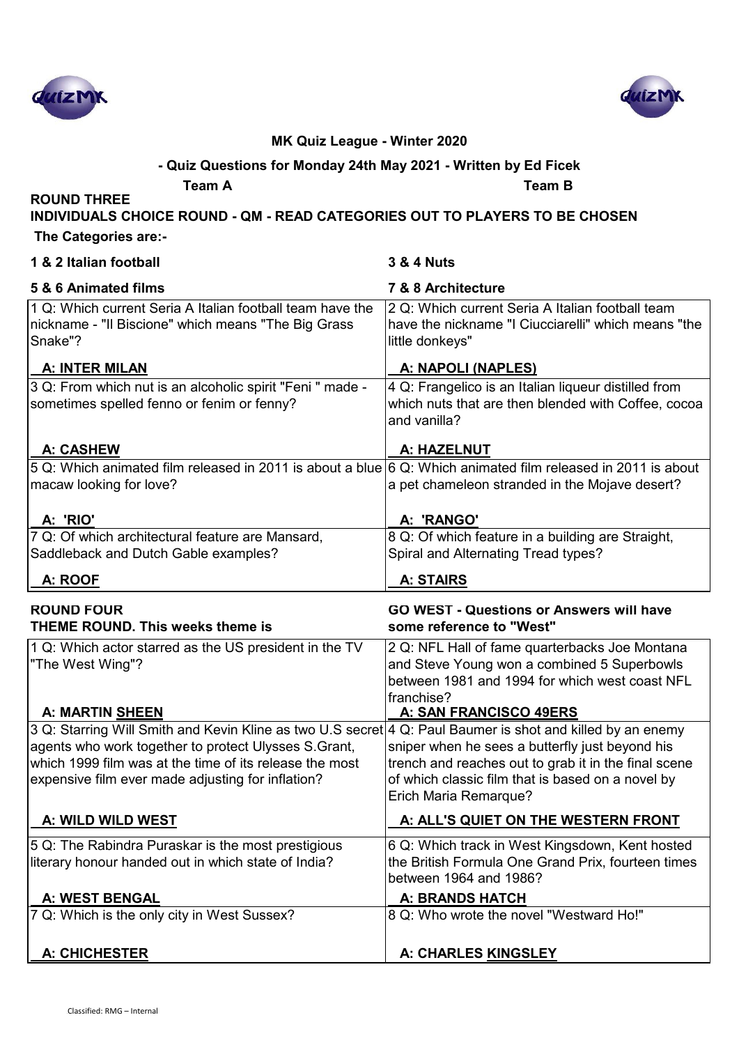**MK Quiz League - Winter 2020**

**- Quiz Questions for Monday 24th May 2021 - Written by Ed Ficek**

**Team A** **Team B**

## ROUND THREE

**INDIVIDUALS CHOICE ROUND - QM - READ CATEGORIES OUT TO PLAYERS TO BE CHOSEN**

**The Categories are:-**

**1 & 2 Italian football** **3 & 4 Nuts**

**5 & 6 Animated films** **7 & 8 Architecture**

| Team A | Team B |
|---|---|
| 1 Q: Which current Seria A Italian football team have the nickname - "Il Biscione" which means "The Big Grass Snake"?<br><br>**A: INTER MILAN** | 2 Q: Which current Seria A Italian football team have the nickname "I Ciucciarelli" which means "the little donkeys"<br><br>**A: NAPOLI (NAPLES)** |
| 3 Q: From which nut is an alcoholic spirit "Feni " made - sometimes spelled fenno or fenim or fenny?<br><br>**A: CASHEW** | 4 Q: Frangelico is an Italian liqueur distilled from which nuts that are then blended with Coffee, cocoa and vanilla?<br><br>**A: HAZELNUT** |
| 5 Q: Which animated film released in 2011 is about a blue macaw looking for love?<br><br>**A: 'RIO'** | 6 Q: Which animated film released in 2011 is about a pet chameleon stranded in the Mojave desert?<br><br>**A: 'RANGO'** |
| 7 Q: Of which architectural feature are Mansard, Saddleback and Dutch Gable examples?<br><br>**A: ROOF** | 8 Q: Of which feature in a building are Straight, Spiral and Alternating Tread types?<br><br>**A: STAIRS** |

## ROUND FOUR

**THEME ROUND. This weeks theme is** **GO WEST - Questions or Answers will have some reference to "West"**

| Team A | Team B |
|---|---|
| 1 Q: Which actor starred as the US president in the TV "The West Wing"?<br><br>**A: MARTIN SHEEN** | 2 Q: NFL Hall of fame quarterbacks Joe Montana and Steve Young won a combined 5 Superbowls between 1981 and 1994 for which west coast NFL franchise?<br><br>**A: SAN FRANCISCO 49ERS** |
| 3 Q: Starring Will Smith and Kevin Kline as two U.S secret agents who work together to protect Ulysses S.Grant, which 1999 film was at the time of its release the most expensive film ever made adjusting for inflation?<br><br>**A: WILD WILD WEST** | 4 Q: Paul Baumer is shot and killed by an enemy sniper when he sees a butterfly just beyond his trench and reaches out to grab it in the final scene of which classic film that is based on a novel by Erich Maria Remarque?<br><br>**A: ALL'S QUIET ON THE WESTERN FRONT** |
| 5 Q: The Rabindra Puraskar is the most prestigious literary honour handed out in which state of India?<br><br>**A: WEST BENGAL** | 6 Q: Which track in West Kingsdown, Kent hosted the British Formula One Grand Prix, fourteen times between 1964 and 1986?<br><br>**A: BRANDS HATCH** |
| 7 Q: Which is the only city in West Sussex?<br><br>**A: CHICHESTER** | 8 Q: Who wrote the novel "Westward Ho!"<br><br>**A: CHARLES KINGSLEY** |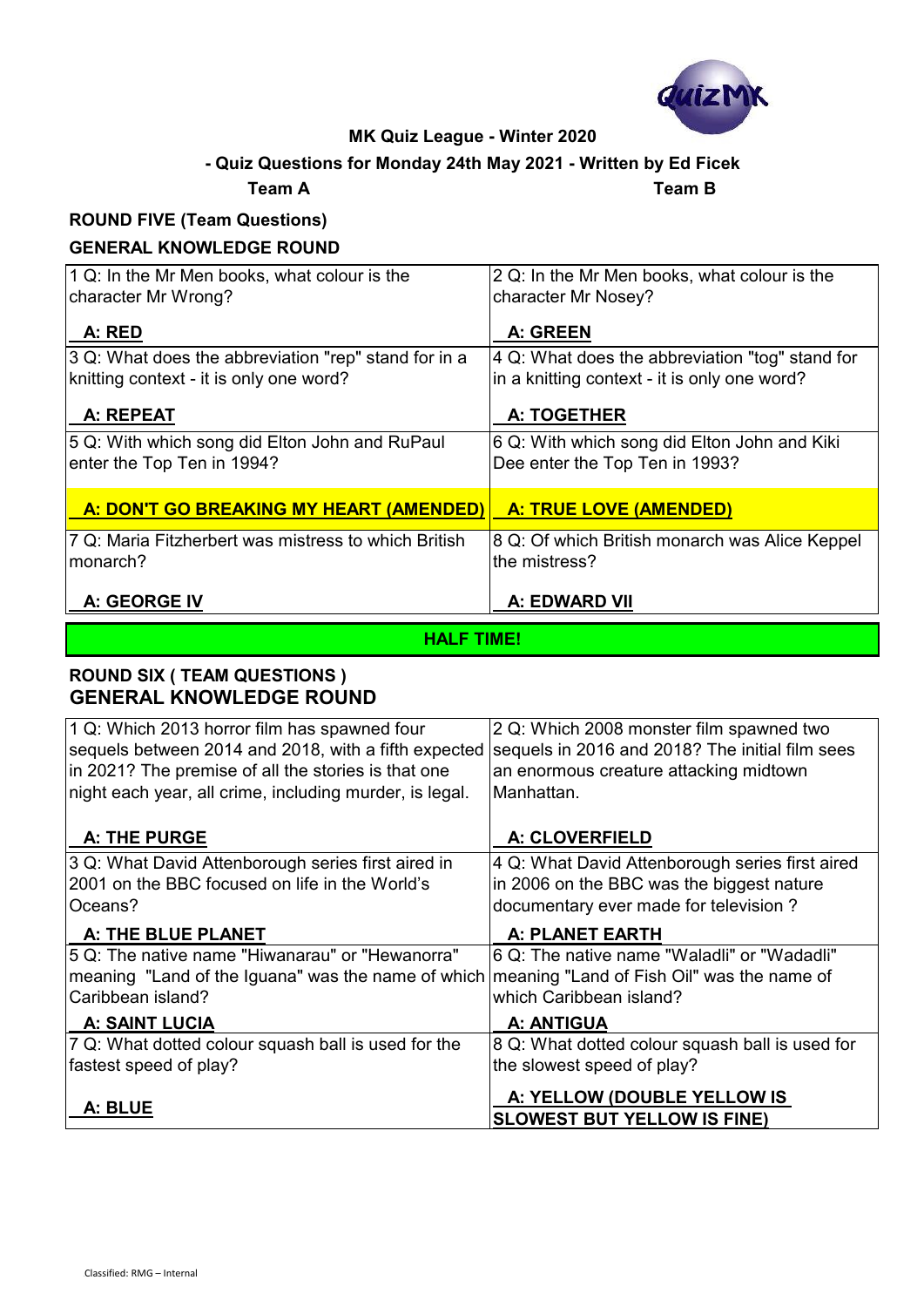**MK Quiz League - Winter 2020**

**- Quiz Questions for Monday 24th May 2021 - Written by Ed Ficek**

**Team A** **Team B**

## ROUND FIVE (Team Questions)

### GENERAL KNOWLEDGE ROUND

| Team A | Team B |
|---|---|
| 1 Q: In the Mr Men books, what colour is the character Mr Wrong? **A: RED** | 2 Q: In the Mr Men books, what colour is the character Mr Nosey? **A: GREEN** |
| 3 Q: What does the abbreviation "rep" stand for in a knitting context - it is only one word? **A: REPEAT** | 4 Q: What does the abbreviation "tog" stand for in a knitting context - it is only one word? **A: TOGETHER** |
| 5 Q: With which song did Elton John and RuPaul enter the Top Ten in 1994? **A: DON'T GO BREAKING MY HEART (AMENDED)** | 6 Q: With which song did Elton John and Kiki Dee enter the Top Ten in 1993? **A: TRUE LOVE (AMENDED)** |
| 7 Q: Maria Fitzherbert was mistress to which British monarch? **A: GEORGE IV** | 8 Q: Of which British monarch was Alice Keppel the mistress? **A: EDWARD VII** |

**HALF TIME!**

## ROUND SIX ( TEAM QUESTIONS )

### GENERAL KNOWLEDGE ROUND

| Team A | Team B |
|---|---|
| 1 Q: Which 2013 horror film has spawned four sequels between 2014 and 2018, with a fifth expected in 2021? The premise of all the stories is that one night each year, all crime, including murder, is legal. **A: THE PURGE** | 2 Q: Which 2008 monster film spawned two sequels in 2016 and 2018? The initial film sees an enormous creature attacking midtown Manhattan. **A: CLOVERFIELD** |
| 3 Q: What David Attenborough series first aired in 2001 on the BBC focused on life in the World's Oceans? **A: THE BLUE PLANET** | 4 Q: What David Attenborough series first aired in 2006 on the BBC was the biggest nature documentary ever made for television ? **A: PLANET EARTH** |
| 5 Q: The native name "Hiwanarau" or "Hewanorra" meaning "Land of the Iguana" was the name of which Caribbean island? **A: SAINT LUCIA** | 6 Q: The native name "Waladli" or "Wadadli" meaning "Land of Fish Oil" was the name of which Caribbean island? **A: ANTIGUA** |
| 7 Q: What dotted colour squash ball is used for the fastest speed of play? **A: BLUE** | 8 Q: What dotted colour squash ball is used for the slowest speed of play? **A: YELLOW (DOUBLE YELLOW IS SLOWEST BUT YELLOW IS FINE)** |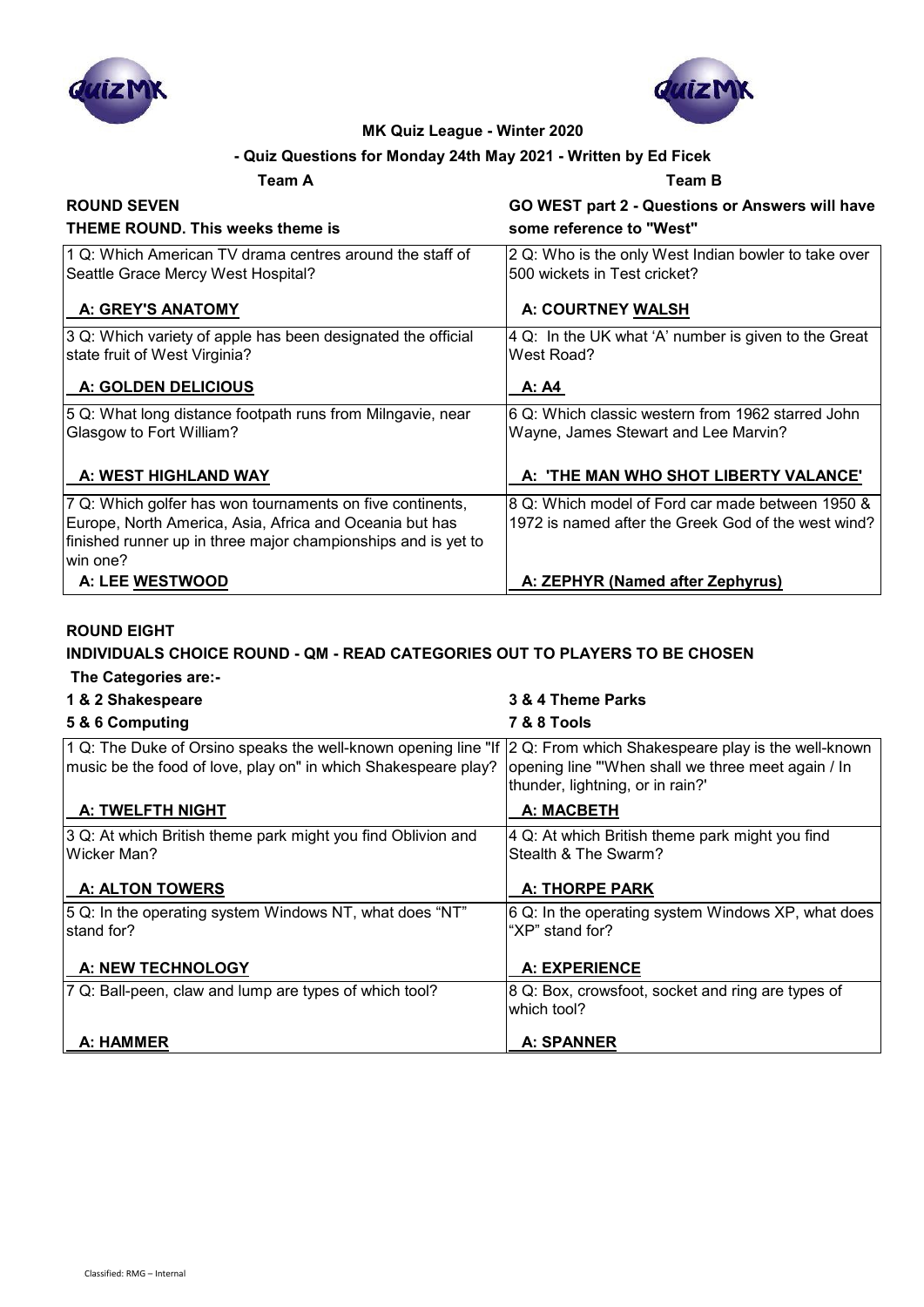**MK Quiz League - Winter 2020**

**- Quiz Questions for Monday 24th May 2021 - Written by Ed Ficek**

| **Team A** | **Team B** |
|---|---|
| **ROUND SEVEN** | **GO WEST part 2 - Questions or Answers will have** |
| **THEME ROUND. This weeks theme is** | **some reference to "West"** |
| 1 Q: Which American TV drama centres around the staff of Seattle Grace Mercy West Hospital?<br>**A: GREY'S ANATOMY** | 2 Q: Who is the only West Indian bowler to take over 500 wickets in Test cricket?<br>**A: COURTNEY WALSH** |
| 3 Q: Which variety of apple has been designated the official state fruit of West Virginia?<br>**A: GOLDEN DELICIOUS** | 4 Q: In the UK what 'A' number is given to the Great West Road?<br>**A: A4** |
| 5 Q: What long distance footpath runs from Milngavie, near Glasgow to Fort William?<br>**A: WEST HIGHLAND WAY** | 6 Q: Which classic western from 1962 starred John Wayne, James Stewart and Lee Marvin?<br>**A: 'THE MAN WHO SHOT LIBERTY VALANCE'** |
| 7 Q: Which golfer has won tournaments on five continents, Europe, North America, Asia, Africa and Oceania but has finished runner up in three major championships and is yet to win one?<br>**A: LEE WESTWOOD** | 8 Q: Which model of Ford car made between 1950 & 1972 is named after the Greek God of the west wind?<br>**A: ZEPHYR (Named after Zephyrus)** |

**ROUND EIGHT**

**INDIVIDUALS CHOICE ROUND - QM - READ CATEGORIES OUT TO PLAYERS TO BE CHOSEN**

**The Categories are:-**

| | |
|---|---|
| **1 & 2 Shakespeare** | **3 & 4 Theme Parks** |
| **5 & 6 Computing** | **7 & 8 Tools** |
| 1 Q: The Duke of Orsino speaks the well-known opening line "If music be the food of love, play on" in which Shakespeare play?<br>**A: TWELFTH NIGHT** | 2 Q: From which Shakespeare play is the well-known opening line "'When shall we three meet again / In thunder, lightning, or in rain?'<br>**A: MACBETH** |
| 3 Q: At which British theme park might you find Oblivion and Wicker Man?<br>**A: ALTON TOWERS** | 4 Q: At which British theme park might you find Stealth & The Swarm?<br>**A: THORPE PARK** |
| 5 Q: In the operating system Windows NT, what does "NT" stand for?<br>**A: NEW TECHNOLOGY** | 6 Q: In the operating system Windows XP, what does "XP" stand for?<br>**A: EXPERIENCE** |
| 7 Q: Ball-peen, claw and lump are types of which tool?<br>**A: HAMMER** | 8 Q: Box, crowsfoot, socket and ring are types of which tool?<br>**A: SPANNER** |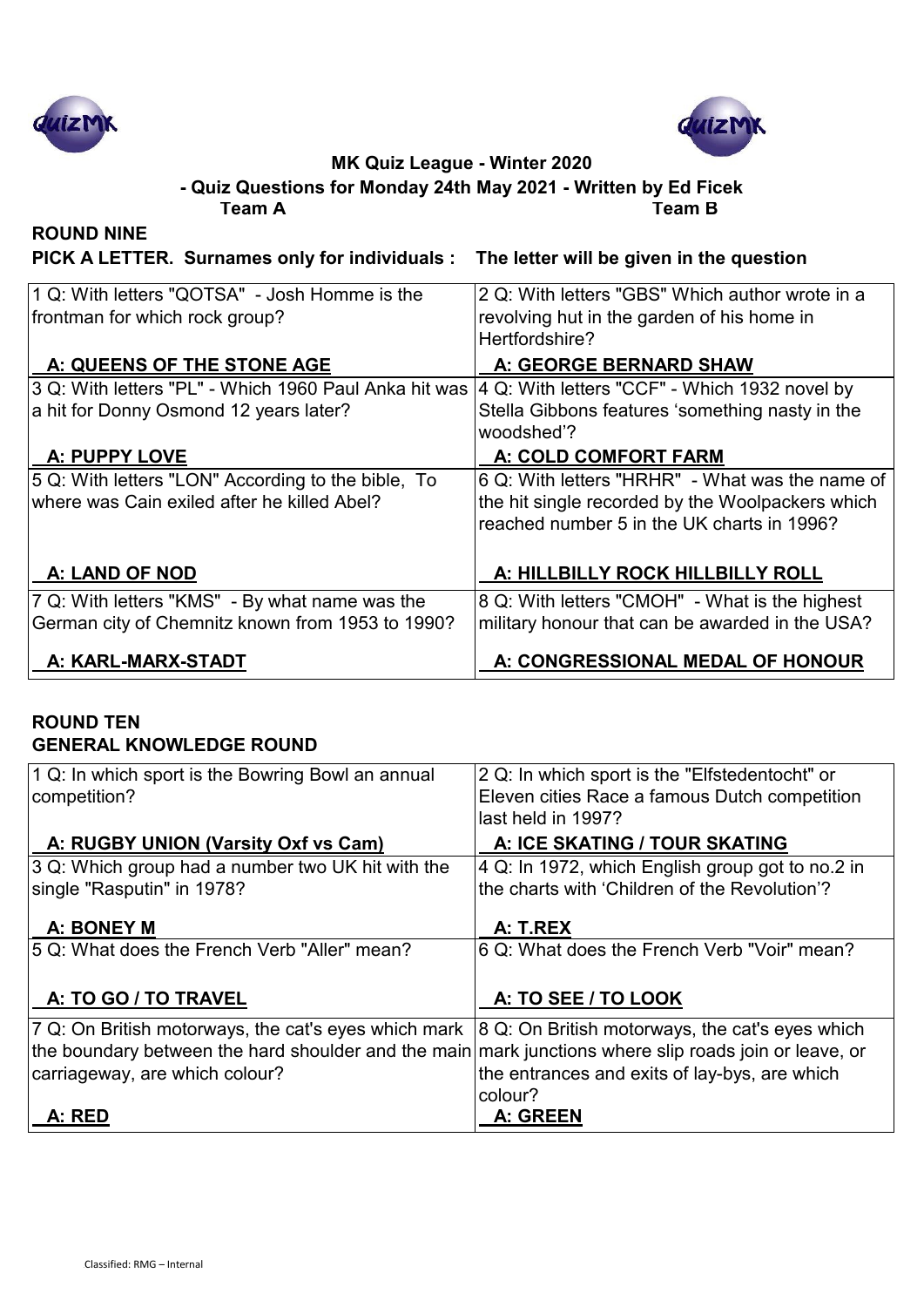**MK Quiz League - Winter 2020**

**- Quiz Questions for Monday 24th May 2021 - Written by Ed Ficek**

**Team A** **Team B**

## ROUND NINE

**PICK A LETTER. Surnames only for individuals : The letter will be given in the question**

| Team A | Team B |
|---|---|
| 1 Q: With letters "QOTSA" - Josh Homme is the frontman for which rock group?<br>**A: QUEENS OF THE STONE AGE** | 2 Q: With letters "GBS" Which author wrote in a revolving hut in the garden of his home in Hertfordshire?<br>**A: GEORGE BERNARD SHAW** |
| 3 Q: With letters "PL" - Which 1960 Paul Anka hit was a hit for Donny Osmond 12 years later?<br>**A: PUPPY LOVE** | 4 Q: With letters "CCF" - Which 1932 novel by Stella Gibbons features 'something nasty in the woodshed'?<br>**A: COLD COMFORT FARM** |
| 5 Q: With letters "LON" According to the bible, To where was Cain exiled after he killed Abel?<br>**A: LAND OF NOD** | 6 Q: With letters "HRHR" - What was the name of the hit single recorded by the Woolpackers which reached number 5 in the UK charts in 1996?<br>**A: HILLBILLY ROCK HILLBILLY ROLL** |
| 7 Q: With letters "KMS" - By what name was the German city of Chemnitz known from 1953 to 1990?<br>**A: KARL-MARX-STADT** | 8 Q: With letters "CMOH" - What is the highest military honour that can be awarded in the USA?<br>**A: CONGRESSIONAL MEDAL OF HONOUR** |

## ROUND TEN

**GENERAL KNOWLEDGE ROUND**

| Team A | Team B |
|---|---|
| 1 Q: In which sport is the Bowring Bowl an annual competition?<br>**A: RUGBY UNION (Varsity Oxf vs Cam)** | 2 Q: In which sport is the "Elfstedentocht" or Eleven cities Race a famous Dutch competition last held in 1997?<br>**A: ICE SKATING / TOUR SKATING** |
| 3 Q: Which group had a number two UK hit with the single "Rasputin" in 1978?<br>**A: BONEY M** | 4 Q: In 1972, which English group got to no.2 in the charts with 'Children of the Revolution'?<br>**A: T.REX** |
| 5 Q: What does the French Verb "Aller" mean?<br>**A: TO GO / TO TRAVEL** | 6 Q: What does the French Verb "Voir" mean?<br>**A: TO SEE / TO LOOK** |
| 7 Q: On British motorways, the cat's eyes which mark the boundary between the hard shoulder and the main carriageway, are which colour?<br>**A: RED** | 8 Q: On British motorways, the cat's eyes which mark junctions where slip roads join or leave, or the entrances and exits of lay-bys, are which colour?<br>**A: GREEN** |

Classified: RMG – Internal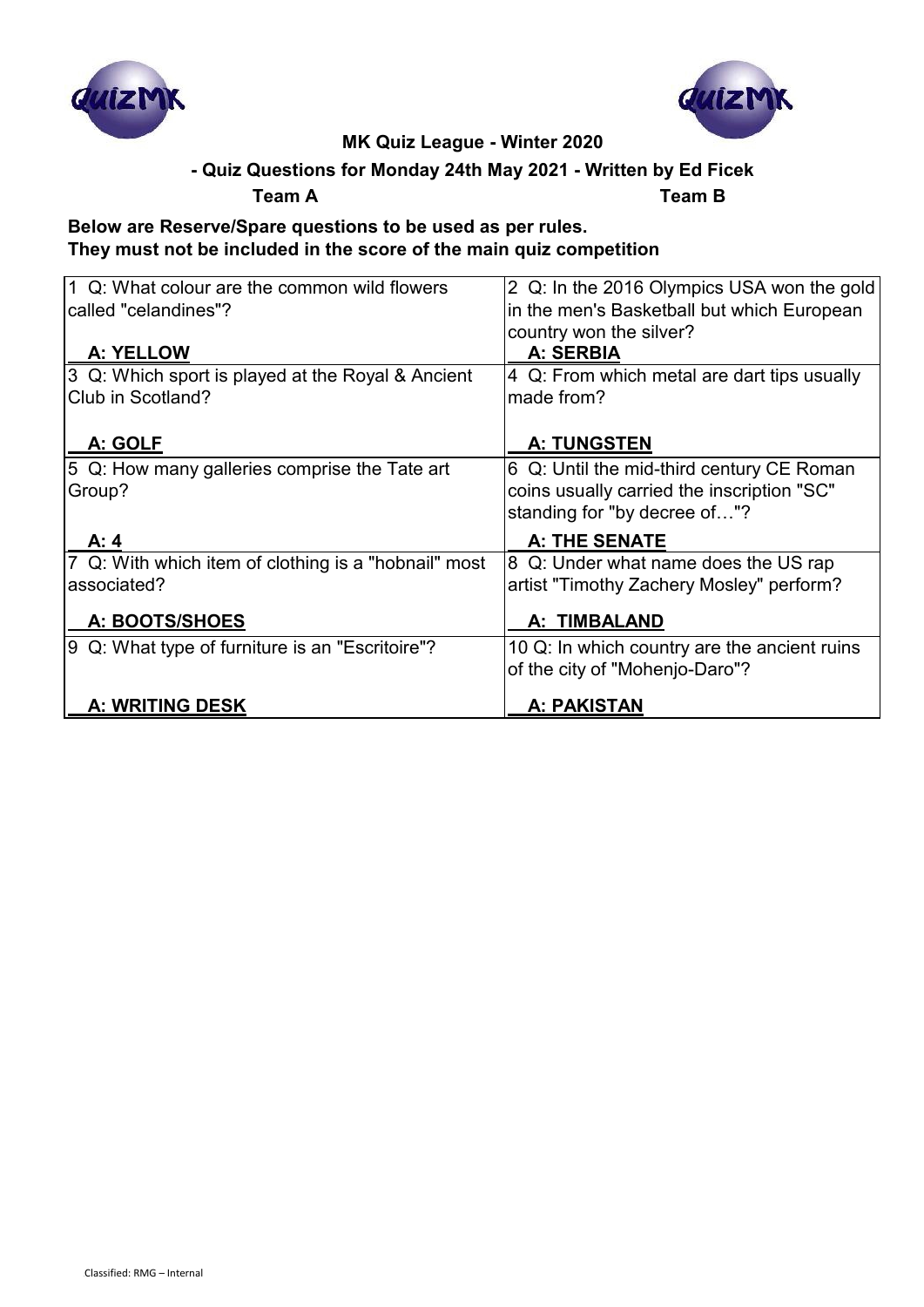**MK Quiz League - Winter 2020**

**- Quiz Questions for Monday 24th May 2021 - Written by Ed Ficek**

**Team A** **Team B**

**Below are Reserve/Spare questions to be used as per rules.**
**They must not be included in the score of the main quiz competition**

| | |
|---|---|
| 1 Q: What colour are the common wild flowers called "celandines"?<br><br>**A: YELLOW** | 2 Q: In the 2016 Olympics USA won the gold in the men's Basketball but which European country won the silver?<br>**A: SERBIA** |
| 3 Q: Which sport is played at the Royal & Ancient Club in Scotland?<br><br>**A: GOLF** | 4 Q: From which metal are dart tips usually made from?<br><br>**A: TUNGSTEN** |
| 5 Q: How many galleries comprise the Tate art Group?<br><br>**A: 4** | 6 Q: Until the mid-third century CE Roman coins usually carried the inscription "SC" standing for "by decree of…"?<br>**A: THE SENATE** |
| 7 Q: With which item of clothing is a "hobnail" most associated?<br><br>**A: BOOTS/SHOES** | 8 Q: Under what name does the US rap artist "Timothy Zachery Mosley" perform?<br><br>**A: TIMBALAND** |
| 9 Q: What type of furniture is an "Escritoire"?<br><br>**A: WRITING DESK** | 10 Q: In which country are the ancient ruins of the city of "Mohenjo-Daro"?<br><br>**A: PAKISTAN** |

Classified: RMG – Internal